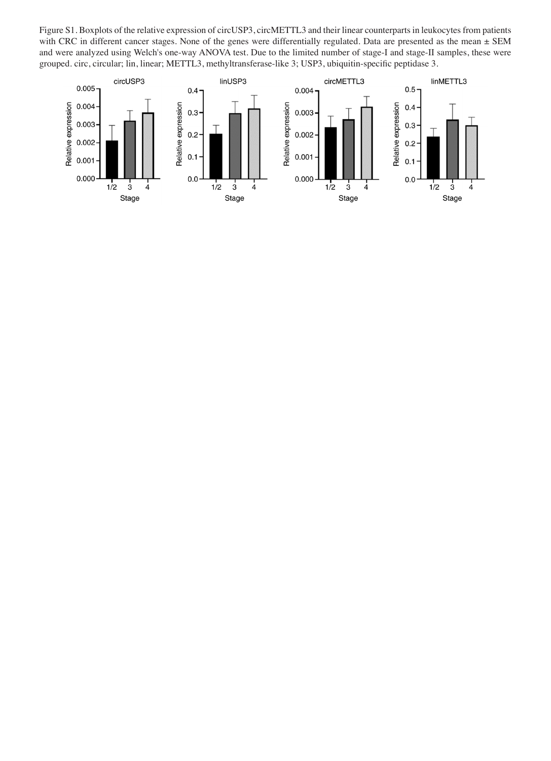Figure S1. Boxplots of the relative expression of circUSP3, circMETTL3 and their linear counterparts in leukocytes from patients with CRC in different cancer stages. None of the genes were differentially regulated. Data are presented as the mean ± SEM and were analyzed using Welch's one-way ANOVA test. Due to the limited number of stage-I and stage-II samples, these were grouped. circ, circular; lin, linear; METTL3, methyltransferase-like 3; USP3, ubiquitin-specific peptidase 3.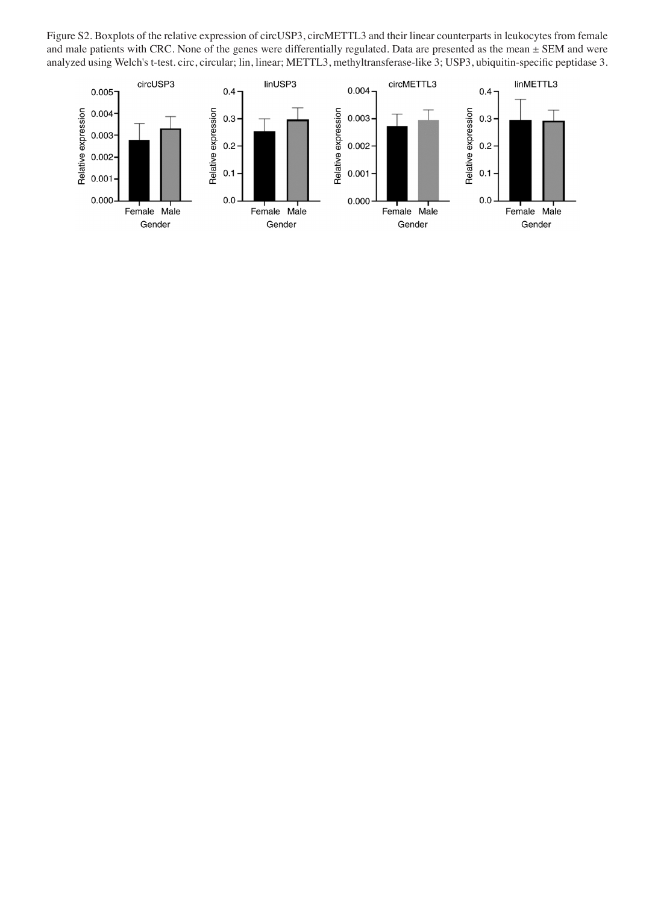Figure S2. Boxplots of the relative expression of circUSP3, circMETTL3 and their linear counterparts in leukocytes from female and male patients with CRC. None of the genes were differentially regulated. Data are presented as the mean ± SEM and were analyzed using Welch's t-test. circ, circular; lin, linear; METTL3, methyltransferase-like 3; USP3, ubiquitin-specific peptidase 3.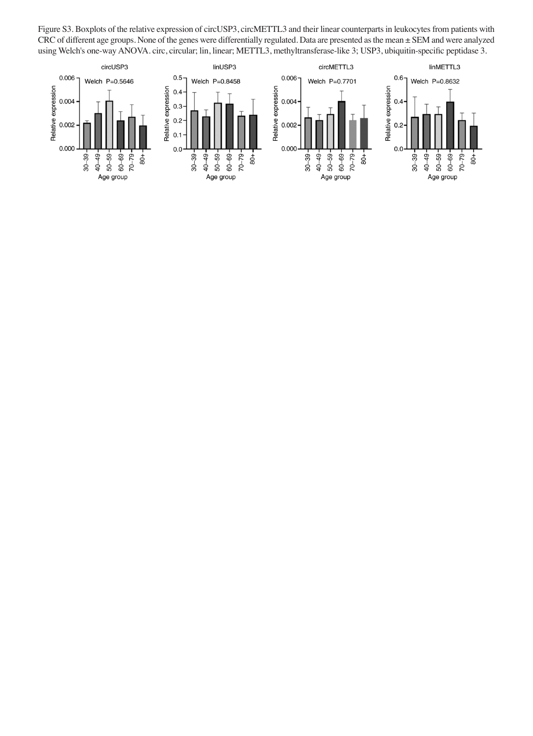Figure S3. Boxplots of the relative expression of circUSP3, circMETTL3 and their linear counterparts in leukocytes from patients with CRC of different age groups. None of the genes were differentially regulated. Data are presented as the mean ± SEM and were analyzed using Welch's one-way ANOVA. circ, circular; lin, linear; METTL3, methyltransferase-like 3; USP3, ubiquitin-specific peptidase 3.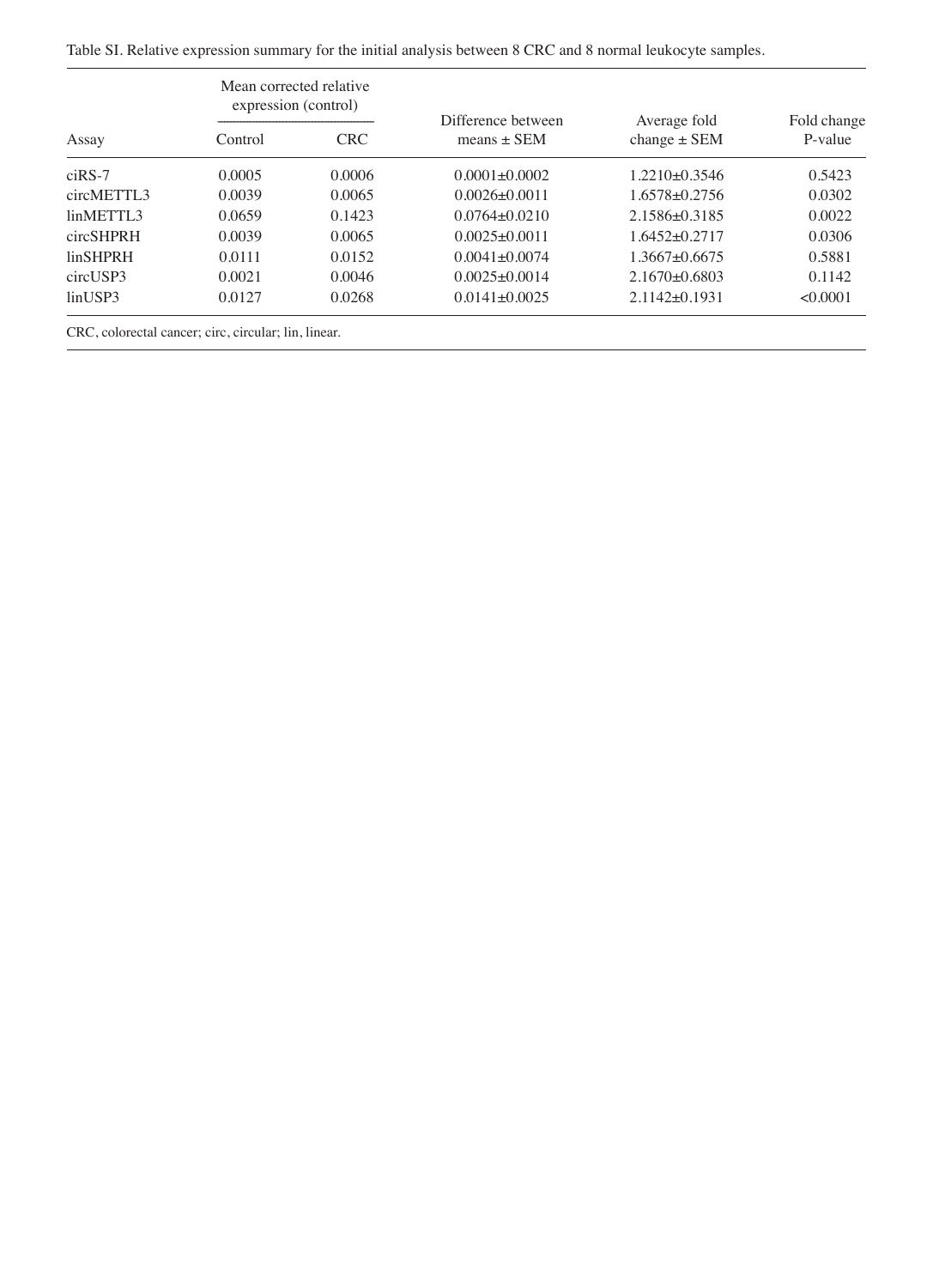Table SI. Relative expression summary for the initial analysis between 8 CRC and 8 normal leukocyte samples.

| Assay | Mean corrected relative expression (control) | | Difference between means ± SEM | Average fold change ± SEM | Fold change P-value |
|---|---|---|---|---|---|
| | Control | CRC | | | |
| ciRS-7 | 0.0005 | 0.0006 | 0.0001±0.0002 | 1.2210±0.3546 | 0.5423 |
| circMETTL3 | 0.0039 | 0.0065 | 0.0026±0.0011 | 1.6578±0.2756 | 0.0302 |
| linMETTL3 | 0.0659 | 0.1423 | 0.0764±0.0210 | 2.1586±0.3185 | 0.0022 |
| circSHPRH | 0.0039 | 0.0065 | 0.0025±0.0011 | 1.6452±0.2717 | 0.0306 |
| linSHPRH | 0.0111 | 0.0152 | 0.0041±0.0074 | 1.3667±0.6675 | 0.5881 |
| circUSP3 | 0.0021 | 0.0046 | 0.0025±0.0014 | 2.1670±0.6803 | 0.1142 |
| linUSP3 | 0.0127 | 0.0268 | 0.0141±0.0025 | 2.1142±0.1931 | <0.0001 |

CRC, colorectal cancer; circ, circular; lin, linear.